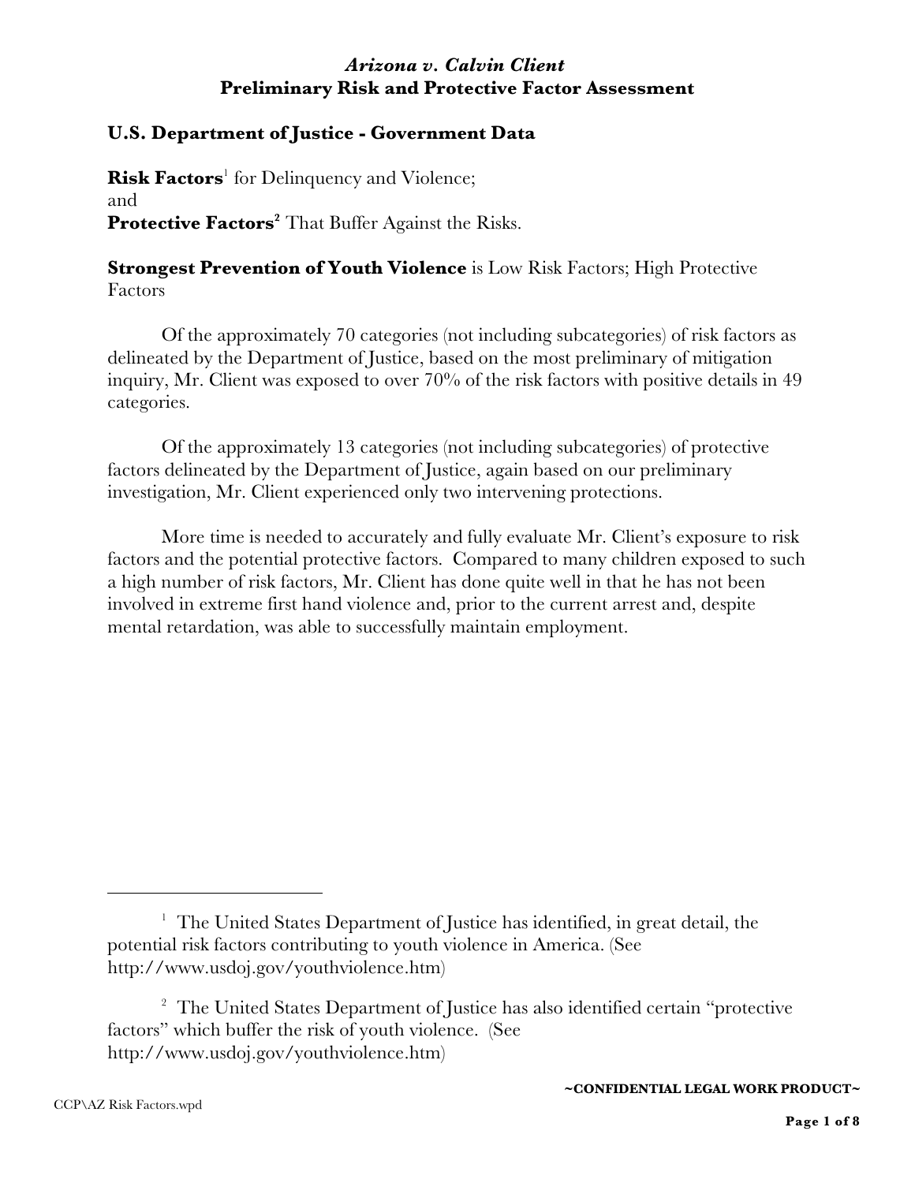# *Arizona v. Calvin Client*
## Preliminary Risk and Protective Factor Assessment

### U.S. Department of Justice - Government Data

**Risk Factors**[1] for Delinquency and Violence;
and
**Protective Factors**[2] That Buffer Against the Risks.

**Strongest Prevention of Youth Violence** is Low Risk Factors; High Protective Factors

Of the approximately 70 categories (not including subcategories) of risk factors as delineated by the Department of Justice, based on the most preliminary of mitigation inquiry, Mr. Client was exposed to over 70% of the risk factors with positive details in 49 categories.

Of the approximately 13 categories (not including subcategories) of protective factors delineated by the Department of Justice, again based on our preliminary investigation, Mr. Client experienced only two intervening protections.

More time is needed to accurately and fully evaluate Mr. Client's exposure to risk factors and the potential protective factors. Compared to many children exposed to such a high number of risk factors, Mr. Client has done quite well in that he has not been involved in extreme first hand violence and, prior to the current arrest and, despite mental retardation, was able to successfully maintain employment.

---

[1] The United States Department of Justice has identified, in great detail, the potential risk factors contributing to youth violence in America. (See http://www.usdoj.gov/youthviolence.htm)

[2] The United States Department of Justice has also identified certain "protective factors" which buffer the risk of youth violence. (See http://www.usdoj.gov/youthviolence.htm)

~CONFIDENTIAL LEGAL WORK PRODUCT~

CCP\AZ Risk Factors.wpd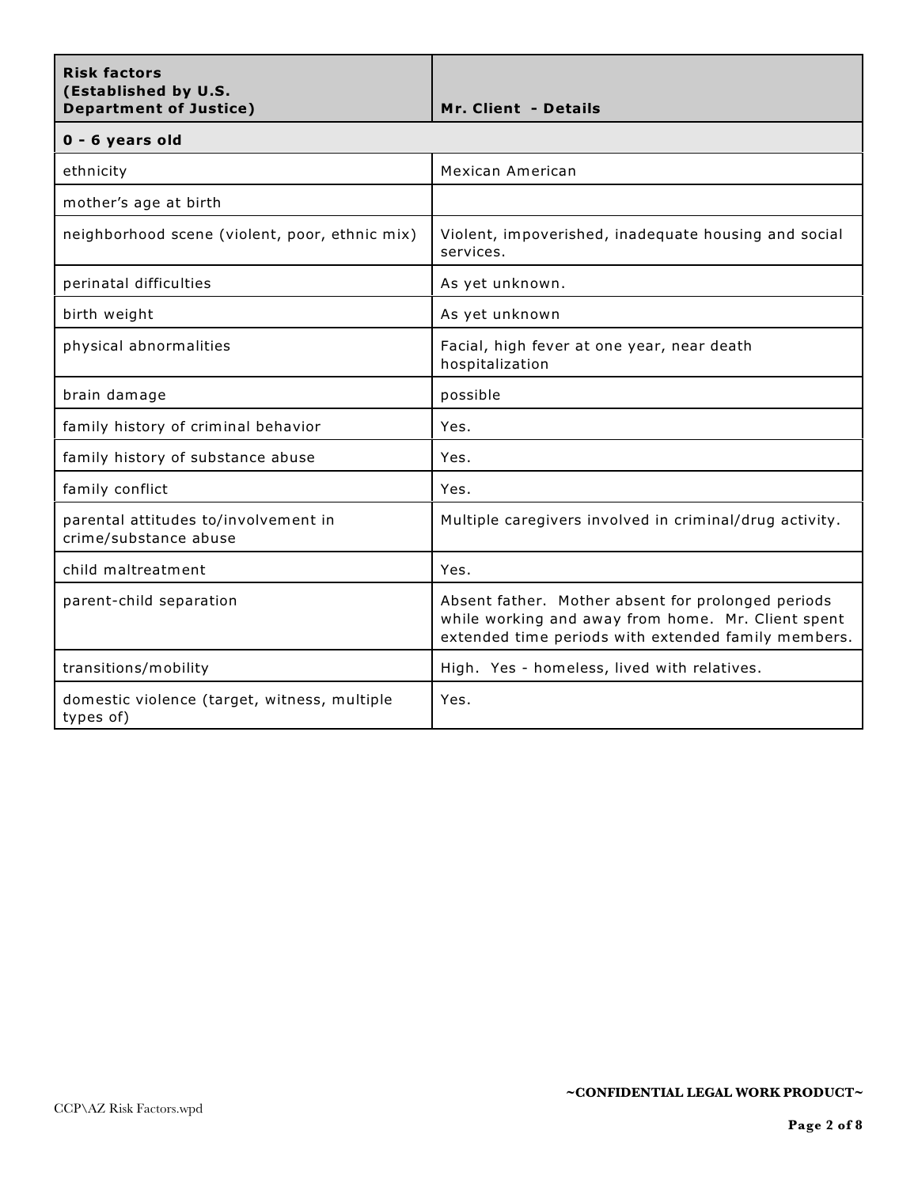| **Risk factors (Established by U.S. Department of Justice)** | **Mr. Client - Details** |
|---|---|
| **0 - 6 years old** | |
| ethnicity | Mexican American |
| mother's age at birth | |
| neighborhood scene (violent, poor, ethnic mix) | Violent, impoverished, inadequate housing and social services. |
| perinatal difficulties | As yet unknown. |
| birth weight | As yet unknown |
| physical abnormalities | Facial, high fever at one year, near death hospitalization |
| brain damage | possible |
| family history of criminal behavior | Yes. |
| family history of substance abuse | Yes. |
| family conflict | Yes. |
| parental attitudes to/involvement in crime/substance abuse | Multiple caregivers involved in criminal/drug activity. |
| child maltreatment | Yes. |
| parent-child separation | Absent father. Mother absent for prolonged periods while working and away from home. Mr. Client spent extended time periods with extended family members. |
| transitions/mobility | High. Yes - homeless, lived with relatives. |
| domestic violence (target, witness, multiple types of) | Yes. |

~CONFIDENTIAL LEGAL WORK PRODUCT~

CCP\AZ Risk Factors.wpd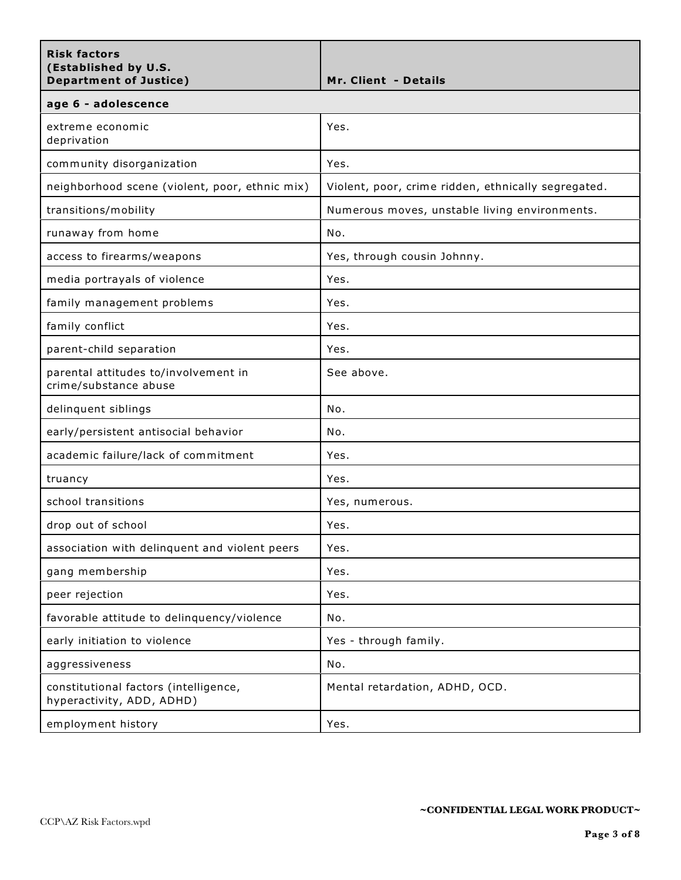| Risk factors (Established by U.S. Department of Justice) | Mr. Client - Details |
|---|---|
| **age 6 - adolescence** | |
| extreme economic deprivation | Yes. |
| community disorganization | Yes. |
| neighborhood scene (violent, poor, ethnic mix) | Violent, poor, crime ridden, ethnically segregated. |
| transitions/mobility | Numerous moves, unstable living environments. |
| runaway from home | No. |
| access to firearms/weapons | Yes, through cousin Johnny. |
| media portrayals of violence | Yes. |
| family management problems | Yes. |
| family conflict | Yes. |
| parent-child separation | Yes. |
| parental attitudes to/involvement in crime/substance abuse | See above. |
| delinquent siblings | No. |
| early/persistent antisocial behavior | No. |
| academic failure/lack of commitment | Yes. |
| truancy | Yes. |
| school transitions | Yes, numerous. |
| drop out of school | Yes. |
| association with delinquent and violent peers | Yes. |
| gang membership | Yes. |
| peer rejection | Yes. |
| favorable attitude to delinquency/violence | No. |
| early initiation to violence | Yes - through family. |
| aggressiveness | No. |
| constitutional factors (intelligence, hyperactivity, ADD, ADHD) | Mental retardation, ADHD, OCD. |
| employment history | Yes. |

~CONFIDENTIAL LEGAL WORK PRODUCT~

CCP\AZ Risk Factors.wpd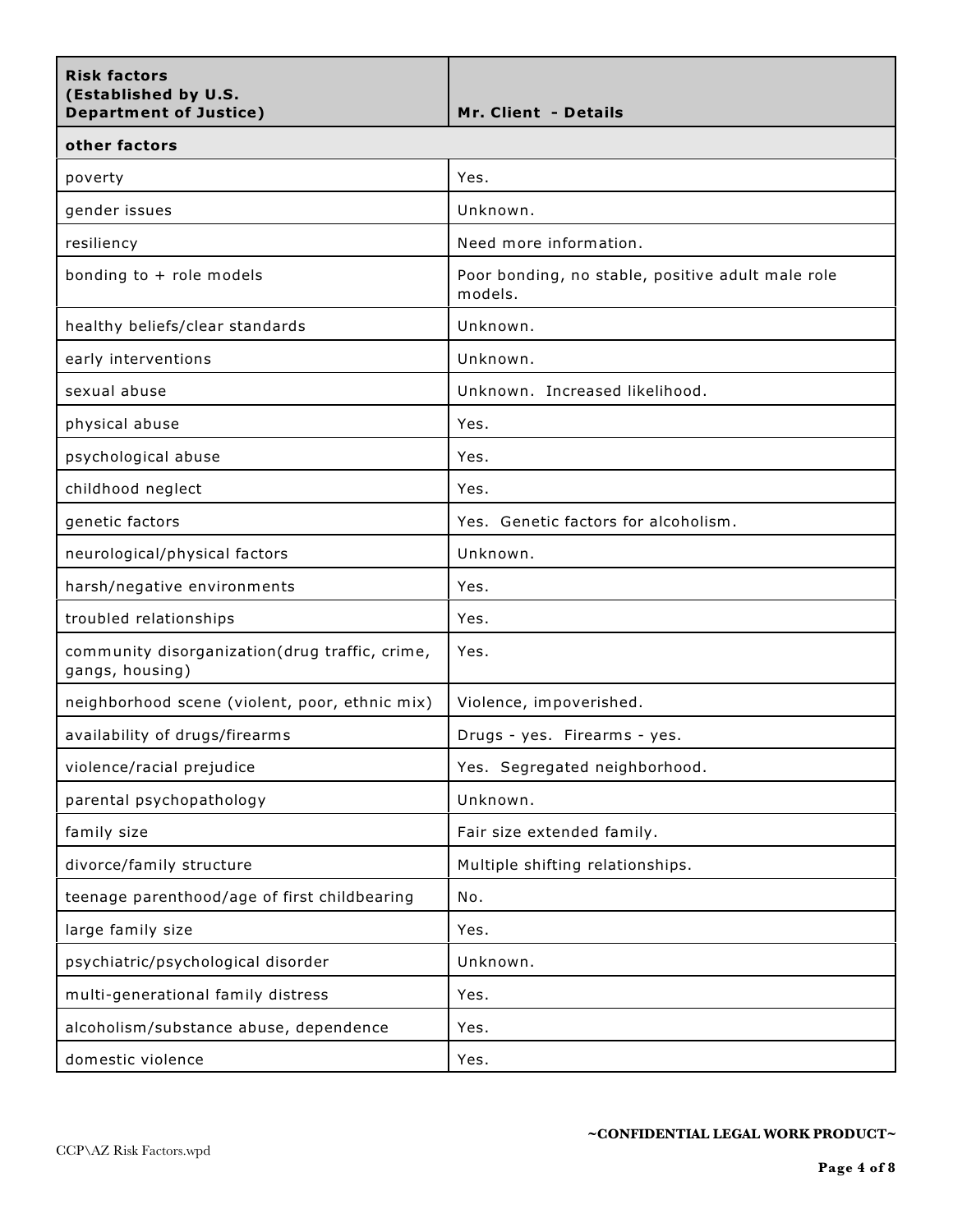| Risk factors (Established by U.S. Department of Justice) | Mr. Client - Details |
| --- | --- |
| **other factors** | |
| poverty | Yes. |
| gender issues | Unknown. |
| resiliency | Need more information. |
| bonding to + role models | Poor bonding, no stable, positive adult male role models. |
| healthy beliefs/clear standards | Unknown. |
| early interventions | Unknown. |
| sexual abuse | Unknown. Increased likelihood. |
| physical abuse | Yes. |
| psychological abuse | Yes. |
| childhood neglect | Yes. |
| genetic factors | Yes. Genetic factors for alcoholism. |
| neurological/physical factors | Unknown. |
| harsh/negative environments | Yes. |
| troubled relationships | Yes. |
| community disorganization(drug traffic, crime, gangs, housing) | Yes. |
| neighborhood scene (violent, poor, ethnic mix) | Violence, impoverished. |
| availability of drugs/firearms | Drugs - yes. Firearms - yes. |
| violence/racial prejudice | Yes. Segregated neighborhood. |
| parental psychopathology | Unknown. |
| family size | Fair size extended family. |
| divorce/family structure | Multiple shifting relationships. |
| teenage parenthood/age of first childbearing | No. |
| large family size | Yes. |
| psychiatric/psychological disorder | Unknown. |
| multi-generational family distress | Yes. |
| alcoholism/substance abuse, dependence | Yes. |
| domestic violence | Yes. |

**~CONFIDENTIAL LEGAL WORK PRODUCT~**

CCP\AZ Risk Factors.wpd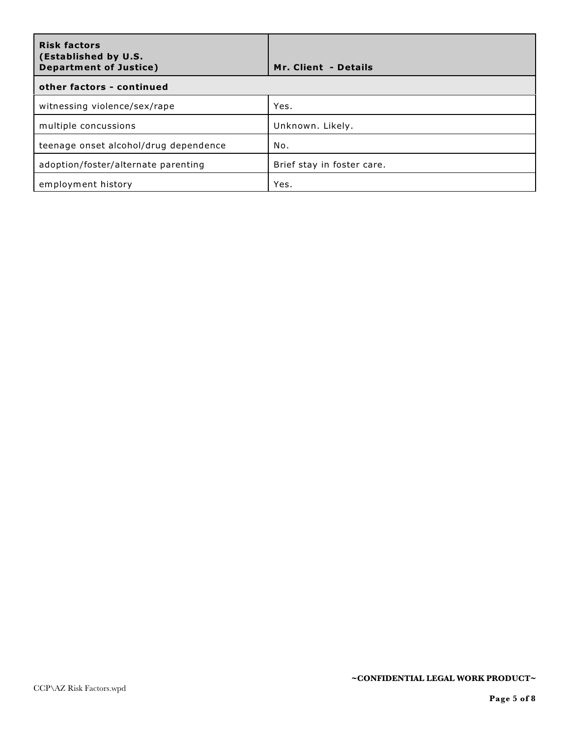| **Risk factors (Established by U.S. Department of Justice)** | **Mr. Client - Details** |
| --- | --- |
| **other factors - continued** | |
| witnessing violence/sex/rape | Yes. |
| multiple concussions | Unknown. Likely. |
| teenage onset alcohol/drug dependence | No. |
| adoption/foster/alternate parenting | Brief stay in foster care. |
| employment history | Yes. |

**~CONFIDENTIAL LEGAL WORK PRODUCT~**

CCP\AZ Risk Factors.wpd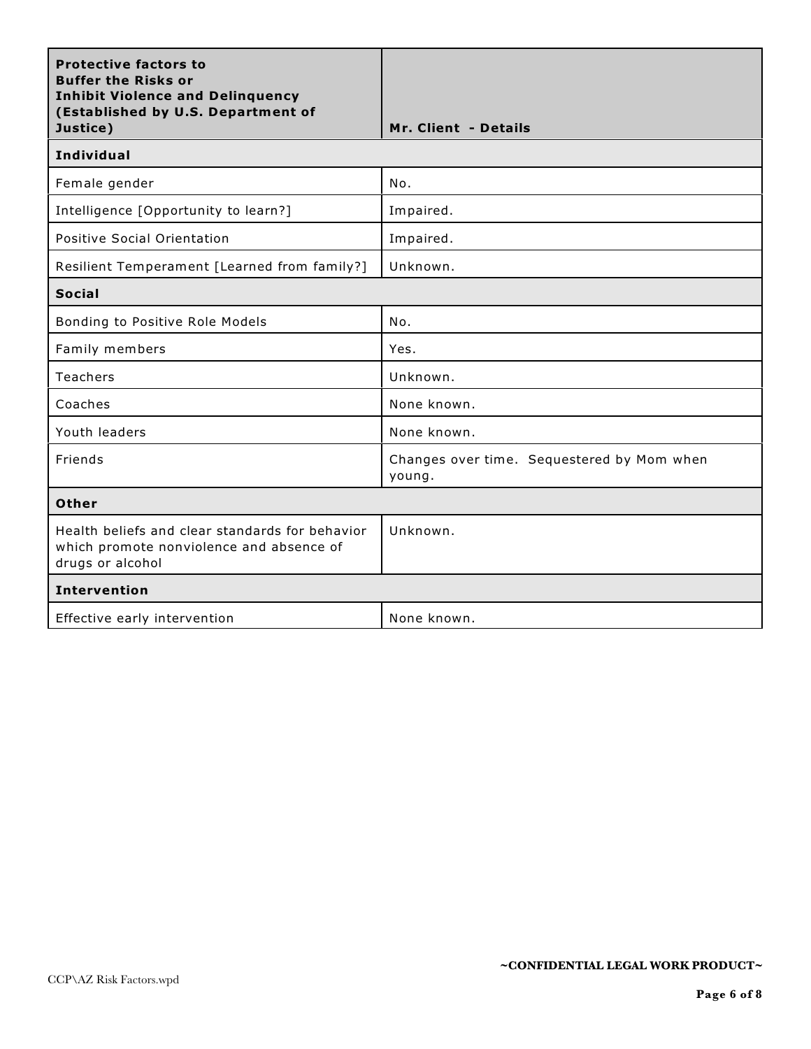| Protective factors to Buffer the Risks or Inhibit Violence and Delinquency (Established by U.S. Department of Justice) | Mr. Client - Details |
|---|---|
| **Individual** | |
| Female gender | No. |
| Intelligence [Opportunity to learn?] | Impaired. |
| Positive Social Orientation | Impaired. |
| Resilient Temperament [Learned from family?] | Unknown. |
| **Social** | |
| Bonding to Positive Role Models | No. |
| Family members | Yes. |
| Teachers | Unknown. |
| Coaches | None known. |
| Youth leaders | None known. |
| Friends | Changes over time. Sequestered by Mom when young. |
| **Other** | |
| Health beliefs and clear standards for behavior which promote nonviolence and absence of drugs or alcohol | Unknown. |
| **Intervention** | |
| Effective early intervention | None known. |

~CONFIDENTIAL LEGAL WORK PRODUCT~

CCP\AZ Risk Factors.wpd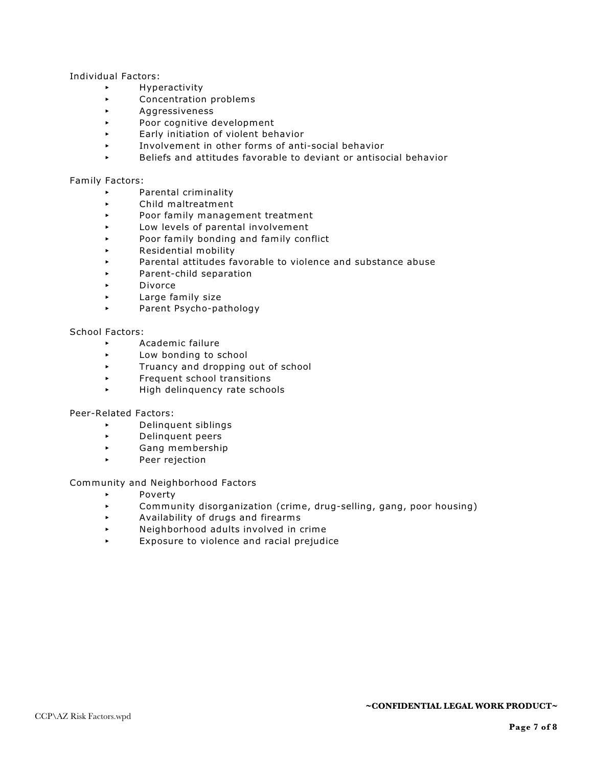Individual Factors:

- Hyperactivity
- Concentration problems
- Aggressiveness
- Poor cognitive development
- Early initiation of violent behavior
- Involvement in other forms of anti-social behavior
- Beliefs and attitudes favorable to deviant or antisocial behavior

Family Factors:

- Parental criminality
- Child maltreatment
- Poor family management treatment
- Low levels of parental involvement
- Poor family bonding and family conflict
- Residential mobility
- Parental attitudes favorable to violence and substance abuse
- Parent-child separation
- Divorce
- Large family size
- Parent Psycho-pathology

School Factors:

- Academic failure
- Low bonding to school
- Truancy and dropping out of school
- Frequent school transitions
- High delinquency rate schools

Peer-Related Factors:

- Delinquent siblings
- Delinquent peers
- Gang membership
- Peer rejection

Community and Neighborhood Factors

- Poverty
- Community disorganization (crime, drug-selling, gang, poor housing)
- Availability of drugs and firearms
- Neighborhood adults involved in crime
- Exposure to violence and racial prejudice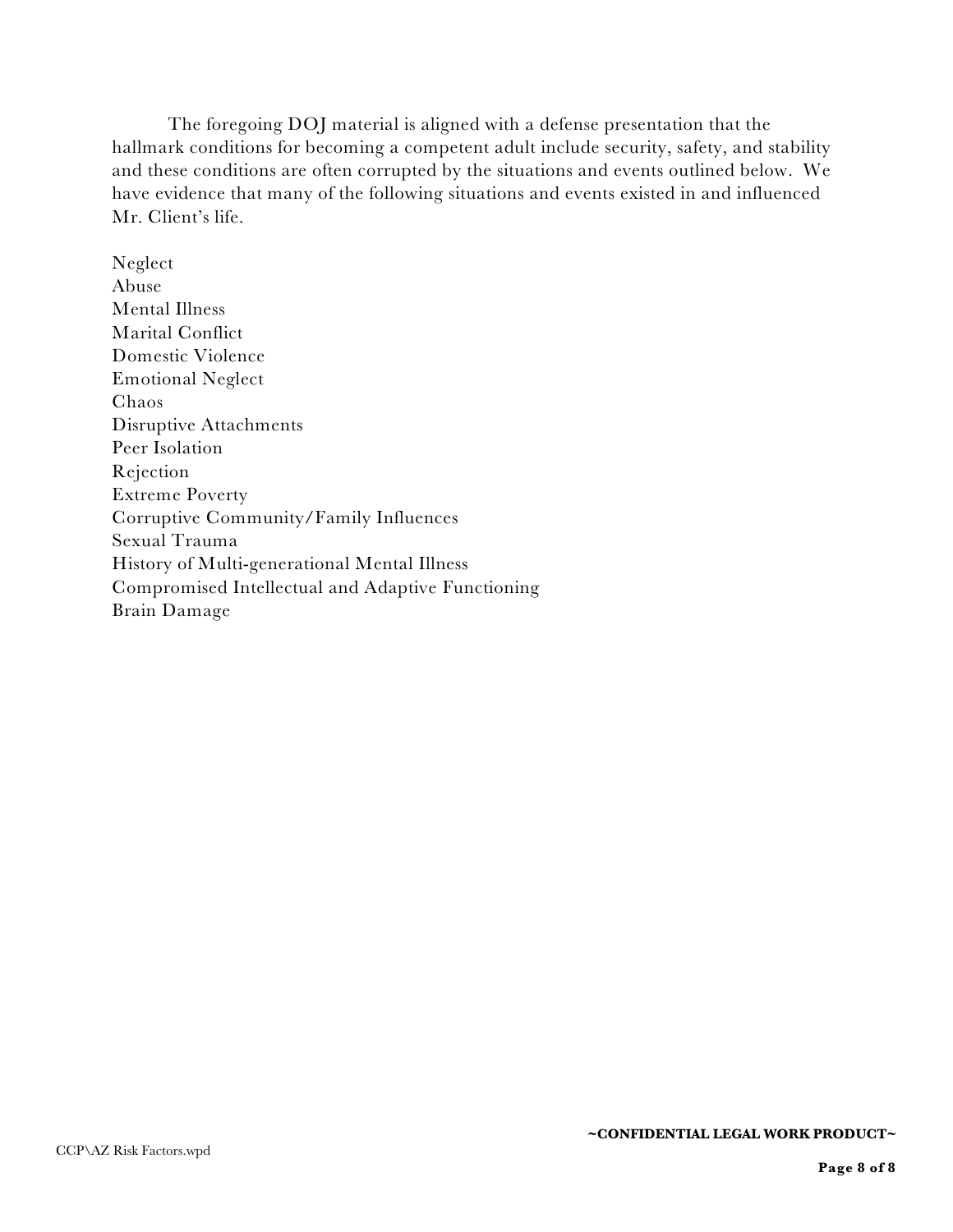The foregoing DOJ material is aligned with a defense presentation that the hallmark conditions for becoming a competent adult include security, safety, and stability and these conditions are often corrupted by the situations and events outlined below. We have evidence that many of the following situations and events existed in and influenced Mr. Client's life.

Neglect
Abuse
Mental Illness
Marital Conflict
Domestic Violence
Emotional Neglect
Chaos
Disruptive Attachments
Peer Isolation
Rejection
Extreme Poverty
Corruptive Community/Family Influences
Sexual Trauma
History of Multi-generational Mental Illness
Compromised Intellectual and Adaptive Functioning
Brain Damage

**~CONFIDENTIAL LEGAL WORK PRODUCT~**

CCP\AZ Risk Factors.wpd